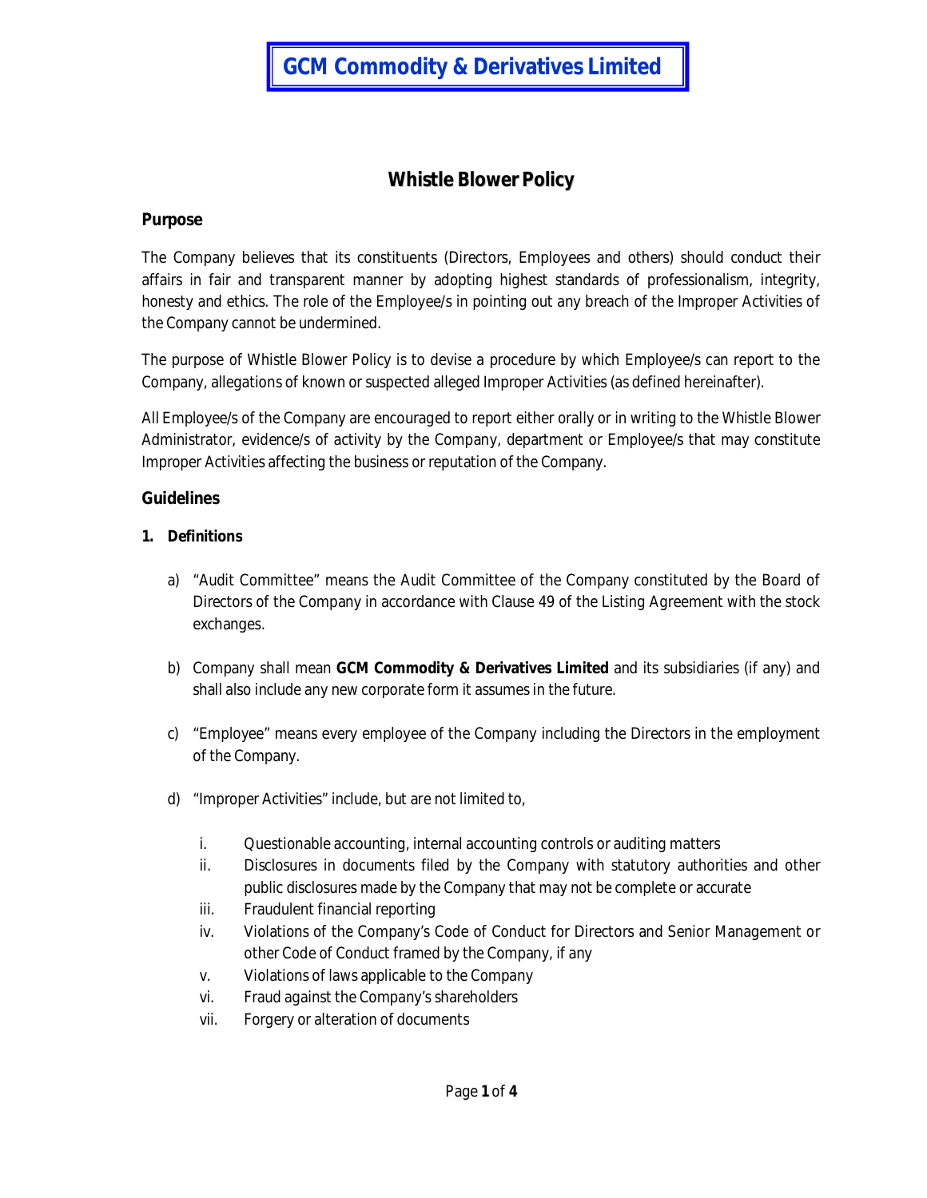# GCM Commodity & Derivatives Limited

## Whistle Blower Policy

### Purpose

The Company believes that its constituents (Directors, Employees and others) should conduct their affairs in fair and transparent manner by adopting highest standards of professionalism, integrity, honesty and ethics. The role of the Employee/s in pointing out any breach of the Improper Activities of the Company cannot be undermined.

The purpose of Whistle Blower Policy is to devise a procedure by which Employee/s can report to the Company, allegations of known or suspected alleged Improper Activities (as defined hereinafter).

All Employee/s of the Company are encouraged to report either orally or in writing to the Whistle Blower Administrator, evidence/s of activity by the Company, department or Employee/s that may constitute Improper Activities affecting the business or reputation of the Company.

### Guidelines

**1. Definitions**

a) "Audit Committee" means the Audit Committee of the Company constituted by the Board of Directors of the Company in accordance with Clause 49 of the Listing Agreement with the stock exchanges.

b) Company shall mean **GCM Commodity & Derivatives Limited** and its subsidiaries (if any) and shall also include any new corporate form it assumes in the future.

c) "Employee" means every employee of the Company including the Directors in the employment of the Company.

d) "Improper Activities" include, but are not limited to,

   i. Questionable accounting, internal accounting controls or auditing matters
   ii. Disclosures in documents filed by the Company with statutory authorities and other public disclosures made by the Company that may not be complete or accurate
   iii. Fraudulent financial reporting
   iv. Violations of the Company's Code of Conduct for Directors and Senior Management or other Code of Conduct framed by the Company, if any
   v. Violations of laws applicable to the Company
   vi. Fraud against the Company's shareholders
   vii. Forgery or alteration of documents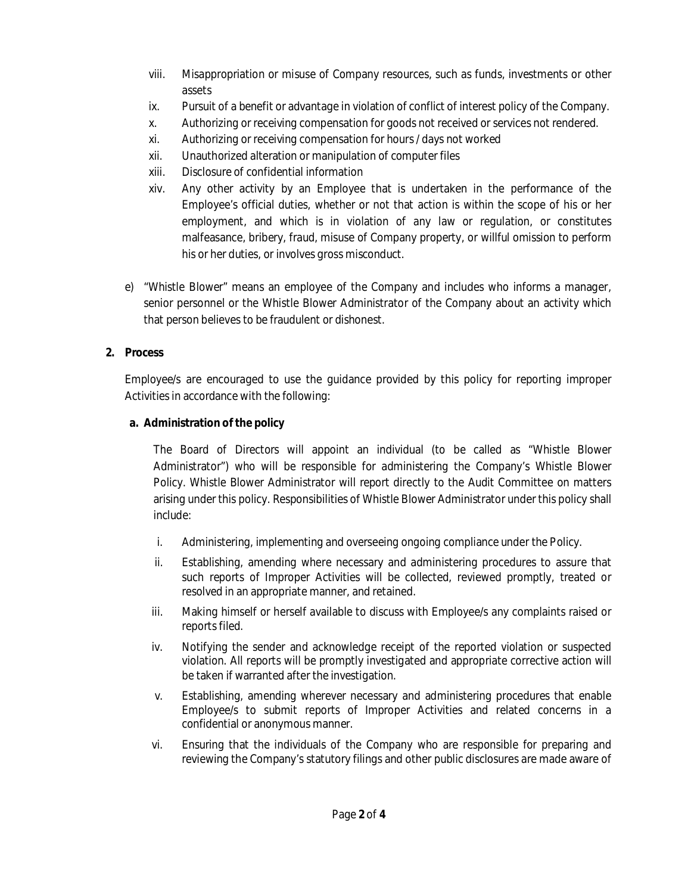viii. Misappropriation or misuse of Company resources, such as funds, investments or other assets
ix. Pursuit of a benefit or advantage in violation of conflict of interest policy of the Company.
x. Authorizing or receiving compensation for goods not received or services not rendered.
xi. Authorizing or receiving compensation for hours / days not worked
xii. Unauthorized alteration or manipulation of computer files
xiii. Disclosure of confidential information
xiv. Any other activity by an Employee that is undertaken in the performance of the Employee's official duties, whether or not that action is within the scope of his or her employment, and which is in violation of any law or regulation, or constitutes malfeasance, bribery, fraud, misuse of Company property, or willful omission to perform his or her duties, or involves gross misconduct.

e) "Whistle Blower" means an employee of the Company and includes who informs a manager, senior personnel or the Whistle Blower Administrator of the Company about an activity which that person believes to be fraudulent or dishonest.

**2. Process**

Employee/s are encouraged to use the guidance provided by this policy for reporting improper Activities in accordance with the following:

**a. Administration of the policy**

The Board of Directors will appoint an individual (to be called as "Whistle Blower Administrator") who will be responsible for administering the Company's Whistle Blower Policy. Whistle Blower Administrator will report directly to the Audit Committee on matters arising under this policy. Responsibilities of Whistle Blower Administrator under this policy shall include:

i. Administering, implementing and overseeing ongoing compliance under the Policy.
ii. Establishing, amending where necessary and administering procedures to assure that such reports of Improper Activities will be collected, reviewed promptly, treated or resolved in an appropriate manner, and retained.
iii. Making himself or herself available to discuss with Employee/s any complaints raised or reports filed.
iv. Notifying the sender and acknowledge receipt of the reported violation or suspected violation. All reports will be promptly investigated and appropriate corrective action will be taken if warranted after the investigation.
v. Establishing, amending wherever necessary and administering procedures that enable Employee/s to submit reports of Improper Activities and related concerns in a confidential or anonymous manner.
vi. Ensuring that the individuals of the Company who are responsible for preparing and reviewing the Company's statutory filings and other public disclosures are made aware of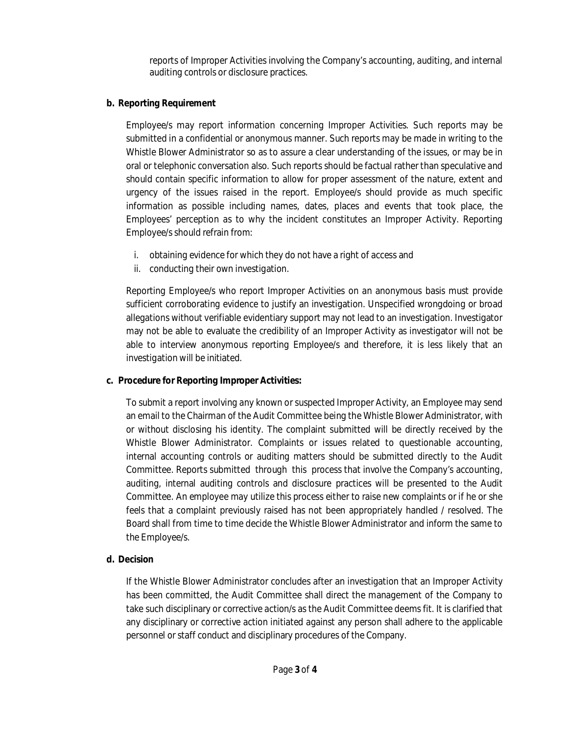reports of Improper Activities involving the Company's accounting, auditing, and internal auditing controls or disclosure practices.

**b. Reporting Requirement**

Employee/s may report information concerning Improper Activities. Such reports may be submitted in a confidential or anonymous manner. Such reports may be made in writing to the Whistle Blower Administrator so as to assure a clear understanding of the issues, or may be in oral or telephonic conversation also. Such reports should be factual rather than speculative and should contain specific information to allow for proper assessment of the nature, extent and urgency of the issues raised in the report. Employee/s should provide as much specific information as possible including names, dates, places and events that took place, the Employees' perception as to why the incident constitutes an Improper Activity. Reporting Employee/s should refrain from:

i. obtaining evidence for which they do not have a right of access and
ii. conducting their own investigation.

Reporting Employee/s who report Improper Activities on an anonymous basis must provide sufficient corroborating evidence to justify an investigation. Unspecified wrongdoing or broad allegations without verifiable evidentiary support may not lead to an investigation. Investigator may not be able to evaluate the credibility of an Improper Activity as investigator will not be able to interview anonymous reporting Employee/s and therefore, it is less likely that an investigation will be initiated.

**c. Procedure for Reporting Improper Activities:**

To submit a report involving any known or suspected Improper Activity, an Employee may send an email to the Chairman of the Audit Committee being the Whistle Blower Administrator, with or without disclosing his identity. The complaint submitted will be directly received by the Whistle Blower Administrator. Complaints or issues related to questionable accounting, internal accounting controls or auditing matters should be submitted directly to the Audit Committee. Reports submitted through this process that involve the Company's accounting, auditing, internal auditing controls and disclosure practices will be presented to the Audit Committee. An employee may utilize this process either to raise new complaints or if he or she feels that a complaint previously raised has not been appropriately handled / resolved. The Board shall from time to time decide the Whistle Blower Administrator and inform the same to the Employee/s.

**d. Decision**

If the Whistle Blower Administrator concludes after an investigation that an Improper Activity has been committed, the Audit Committee shall direct the management of the Company to take such disciplinary or corrective action/s as the Audit Committee deems fit. It is clarified that any disciplinary or corrective action initiated against any person shall adhere to the applicable personnel or staff conduct and disciplinary procedures of the Company.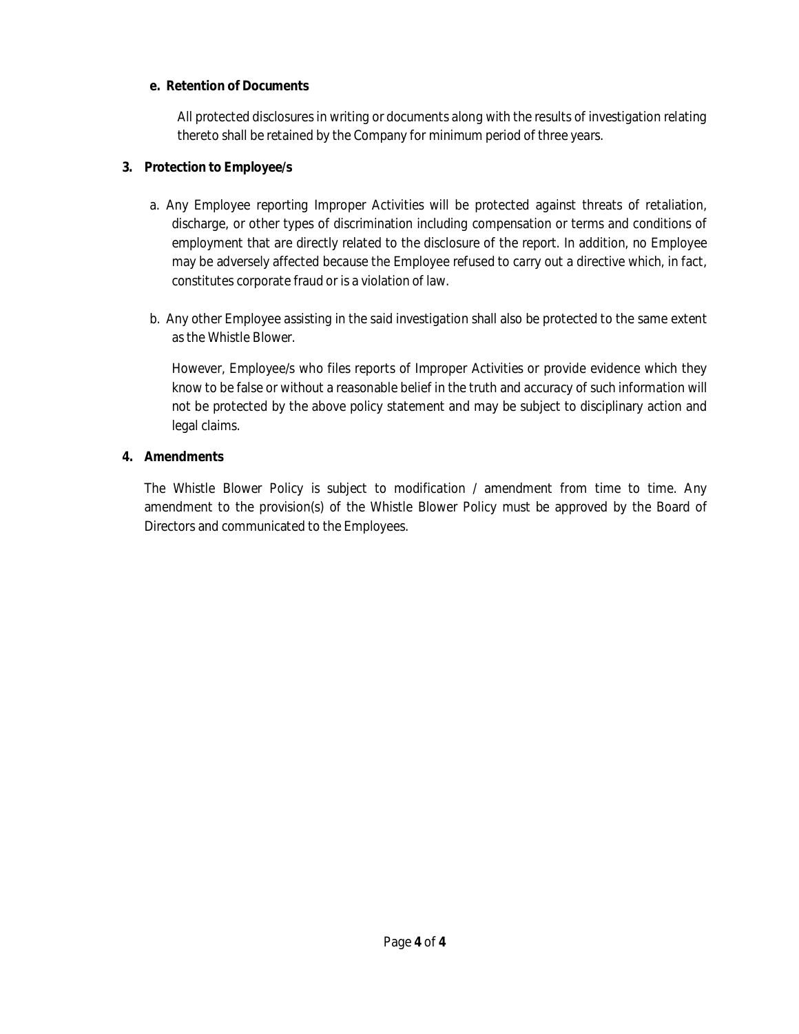**e. Retention of Documents**

All protected disclosures in writing or documents along with the results of investigation relating thereto shall be retained by the Company for minimum period of three years.

**3. Protection to Employee/s**

a. Any Employee reporting Improper Activities will be protected against threats of retaliation, discharge, or other types of discrimination including compensation or terms and conditions of employment that are directly related to the disclosure of the report. In addition, no Employee may be adversely affected because the Employee refused to carry out a directive which, in fact, constitutes corporate fraud or is a violation of law.

b. Any other Employee assisting in the said investigation shall also be protected to the same extent as the Whistle Blower.

However, Employee/s who files reports of Improper Activities or provide evidence which they know to be false or without a reasonable belief in the truth and accuracy of such information will not be protected by the above policy statement and may be subject to disciplinary action and legal claims.

**4. Amendments**

The Whistle Blower Policy is subject to modification / amendment from time to time. Any amendment to the provision(s) of the Whistle Blower Policy must be approved by the Board of Directors and communicated to the Employees.